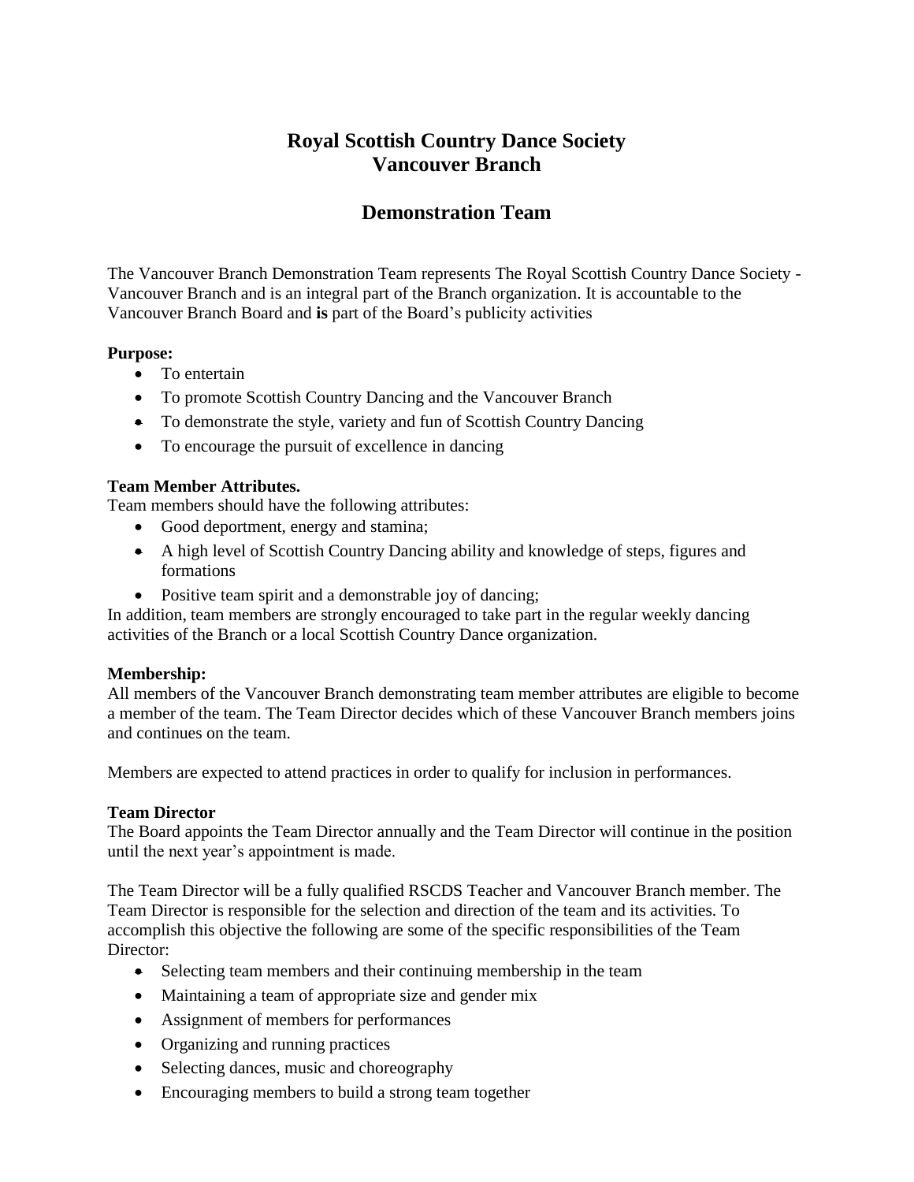# Royal Scottish Country Dance Society
# Vancouver Branch

## Demonstration Team

The Vancouver Branch Demonstration Team represents The Royal Scottish Country Dance Society - Vancouver Branch and is an integral part of the Branch organization. It is accountable to the Vancouver Branch Board and **is** part of the Board's publicity activities

**Purpose:**

- To entertain
- To promote Scottish Country Dancing and the Vancouver Branch
- To demonstrate the style, variety and fun of Scottish Country Dancing
- To encourage the pursuit of excellence in dancing

**Team Member Attributes.**

Team members should have the following attributes:

- Good deportment, energy and stamina;
- A high level of Scottish Country Dancing ability and knowledge of steps, figures and formations
- Positive team spirit and a demonstrable joy of dancing;

In addition, team members are strongly encouraged to take part in the regular weekly dancing activities of the Branch or a local Scottish Country Dance organization.

**Membership:**

All members of the Vancouver Branch demonstrating team member attributes are eligible to become a member of the team. The Team Director decides which of these Vancouver Branch members joins and continues on the team.

Members are expected to attend practices in order to qualify for inclusion in performances.

**Team Director**

The Board appoints the Team Director annually and the Team Director will continue in the position until the next year's appointment is made.

The Team Director will be a fully qualified RSCDS Teacher and Vancouver Branch member. The Team Director is responsible for the selection and direction of the team and its activities. To accomplish this objective the following are some of the specific responsibilities of the Team Director:

- Selecting team members and their continuing membership in the team
- Maintaining a team of appropriate size and gender mix
- Assignment of members for performances
- Organizing and running practices
- Selecting dances, music and choreography
- Encouraging members to build a strong team together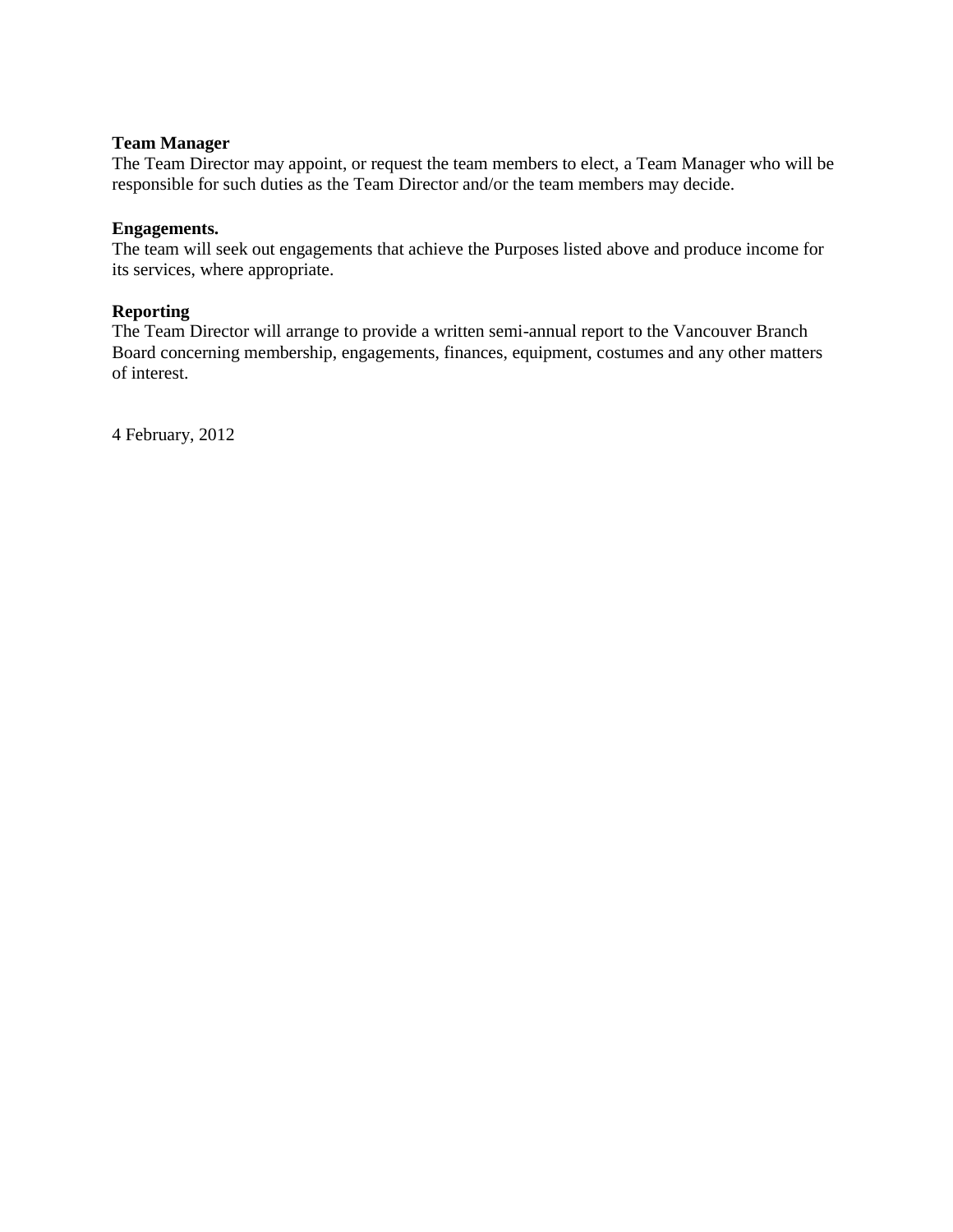**Team Manager**
The Team Director may appoint, or request the team members to elect, a Team Manager who will be responsible for such duties as the Team Director and/or the team members may decide.

**Engagements.**
The team will seek out engagements that achieve the Purposes listed above and produce income for its services, where appropriate.

**Reporting**
The Team Director will arrange to provide a written semi-annual report to the Vancouver Branch Board concerning membership, engagements, finances, equipment, costumes and any other matters of interest.

4 February, 2012